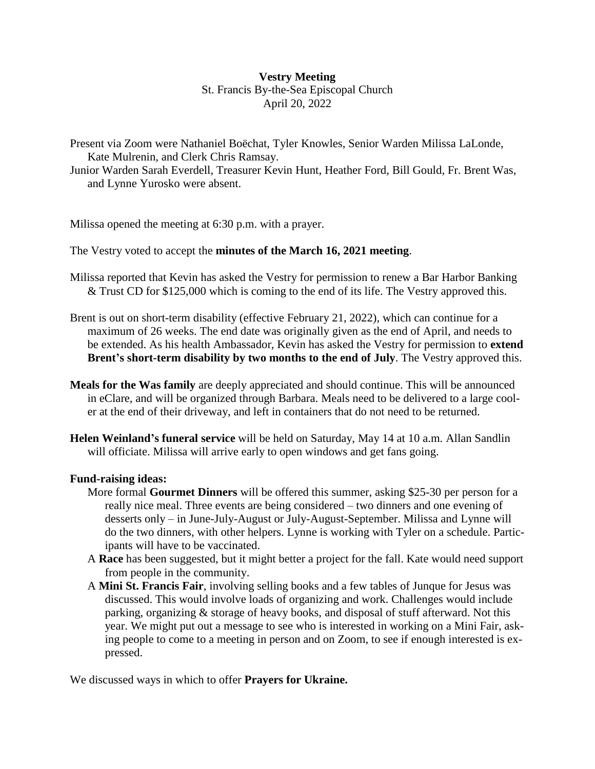**Vestry Meeting**
St. Francis By-the-Sea Episcopal Church
April 20, 2022

Present via Zoom were Nathaniel Boëchat, Tyler Knowles, Senior Warden Milissa LaLonde, Kate Mulrenin, and Clerk Chris Ramsay.

Junior Warden Sarah Everdell, Treasurer Kevin Hunt, Heather Ford, Bill Gould, Fr. Brent Was, and Lynne Yurosko were absent.

Milissa opened the meeting at 6:30 p.m. with a prayer.

The Vestry voted to accept the **minutes of the March 16, 2021 meeting**.

Milissa reported that Kevin has asked the Vestry for permission to renew a Bar Harbor Banking & Trust CD for $125,000 which is coming to the end of its life. The Vestry approved this.

Brent is out on short-term disability (effective February 21, 2022), which can continue for a maximum of 26 weeks. The end date was originally given as the end of April, and needs to be extended. As his health Ambassador, Kevin has asked the Vestry for permission to **extend Brent's short-term disability by two months to the end of July**. The Vestry approved this.

**Meals for the Was family** are deeply appreciated and should continue. This will be announced in eClare, and will be organized through Barbara. Meals need to be delivered to a large cooler at the end of their driveway, and left in containers that do not need to be returned.

**Helen Weinland's funeral service** will be held on Saturday, May 14 at 10 a.m. Allan Sandlin will officiate. Milissa will arrive early to open windows and get fans going.

**Fund-raising ideas:**

- More formal **Gourmet Dinners** will be offered this summer, asking $25-30 per person for a really nice meal. Three events are being considered – two dinners and one evening of desserts only – in June-July-August or July-August-September. Milissa and Lynne will do the two dinners, with other helpers. Lynne is working with Tyler on a schedule. Participants will have to be vaccinated.
- A **Race** has been suggested, but it might better a project for the fall. Kate would need support from people in the community.
- A **Mini St. Francis Fair**, involving selling books and a few tables of Junque for Jesus was discussed. This would involve loads of organizing and work. Challenges would include parking, organizing & storage of heavy books, and disposal of stuff afterward. Not this year. We might put out a message to see who is interested in working on a Mini Fair, asking people to come to a meeting in person and on Zoom, to see if enough interested is expressed.

We discussed ways in which to offer **Prayers for Ukraine.**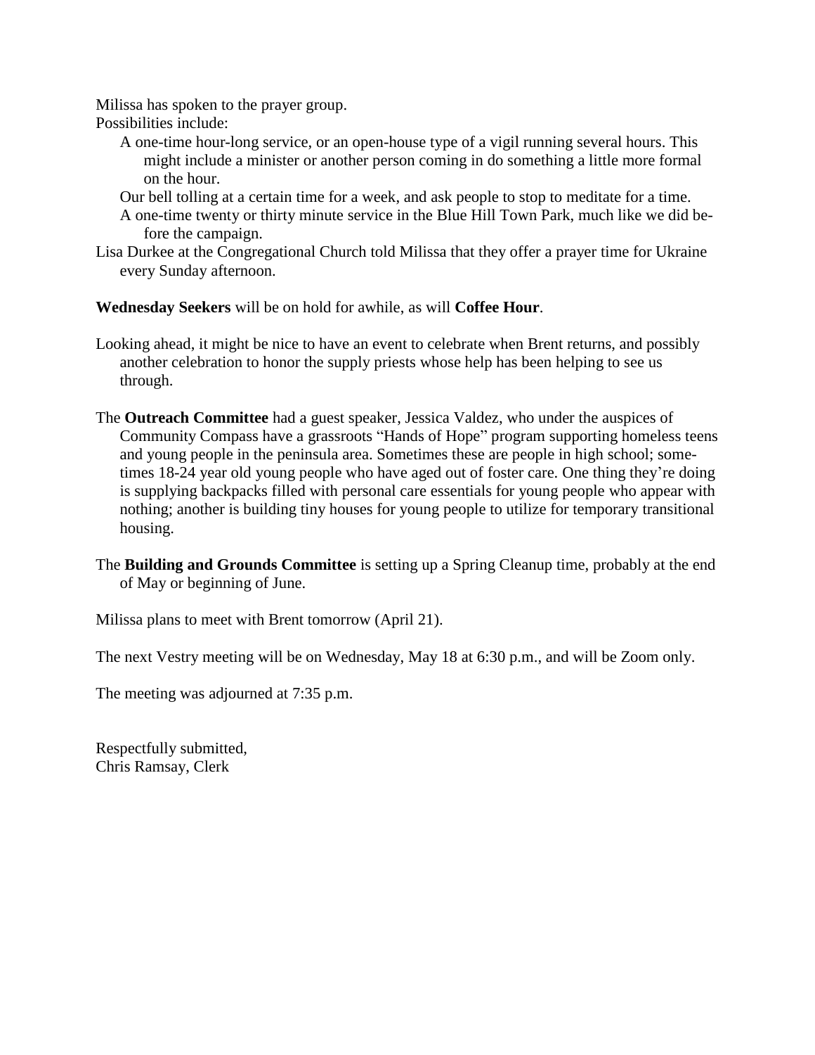Milissa has spoken to the prayer group.

Possibilities include:

- A one-time hour-long service, or an open-house type of a vigil running several hours. This might include a minister or another person coming in do something a little more formal on the hour.
- Our bell tolling at a certain time for a week, and ask people to stop to meditate for a time.
- A one-time twenty or thirty minute service in the Blue Hill Town Park, much like we did before the campaign.

Lisa Durkee at the Congregational Church told Milissa that they offer a prayer time for Ukraine every Sunday afternoon.

**Wednesday Seekers** will be on hold for awhile, as will **Coffee Hour**.

Looking ahead, it might be nice to have an event to celebrate when Brent returns, and possibly another celebration to honor the supply priests whose help has been helping to see us through.

The **Outreach Committee** had a guest speaker, Jessica Valdez, who under the auspices of Community Compass have a grassroots "Hands of Hope" program supporting homeless teens and young people in the peninsula area. Sometimes these are people in high school; sometimes 18-24 year old young people who have aged out of foster care. One thing they're doing is supplying backpacks filled with personal care essentials for young people who appear with nothing; another is building tiny houses for young people to utilize for temporary transitional housing.

The **Building and Grounds Committee** is setting up a Spring Cleanup time, probably at the end of May or beginning of June.

Milissa plans to meet with Brent tomorrow (April 21).

The next Vestry meeting will be on Wednesday, May 18 at 6:30 p.m., and will be Zoom only.

The meeting was adjourned at 7:35 p.m.

Respectfully submitted,
Chris Ramsay, Clerk